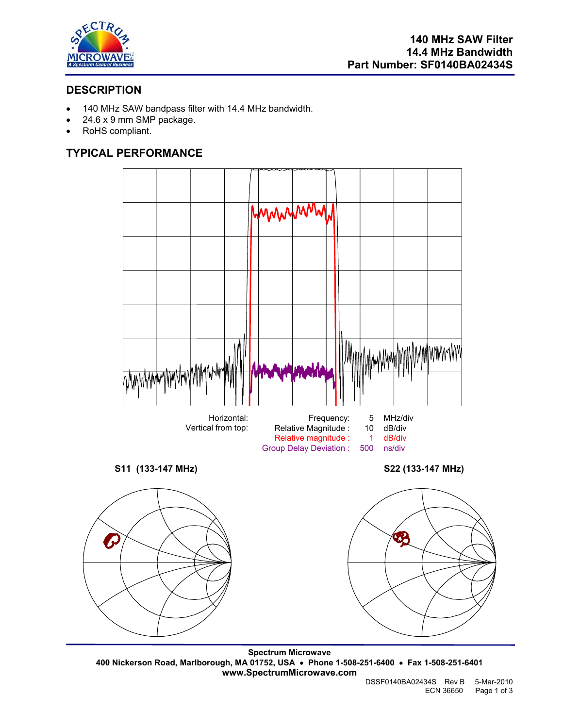**140 MHz SAW Filter**
**14.4 MHz Bandwidth**
**Part Number: SF0140BA02434S**

## DESCRIPTION

- 140 MHz SAW bandpass filter with 14.4 MHz bandwidth.
- 24.6 x 9 mm SMP package.
- RoHS compliant.

## TYPICAL PERFORMANCE

| Horizontal: | Frequency: | 5 | MHz/div |
|---|---|---|---|
| Vertical from top: | Relative Magnitude : | 10 | dB/div |
| | Relative magnitude : | 1 | dB/div |
| | Group Delay Deviation : | 500 | ns/div |

**S11 (133-147 MHz)**

**S22 (133-147 MHz)**

**Spectrum Microwave**
**400 Nickerson Road, Marlborough, MA 01752, USA • Phone 1-508-251-6400 • Fax 1-508-251-6401**
**www.SpectrumMicrowave.com**

DSSF0140BA02434S Rev B 5-Mar-2010
ECN 36650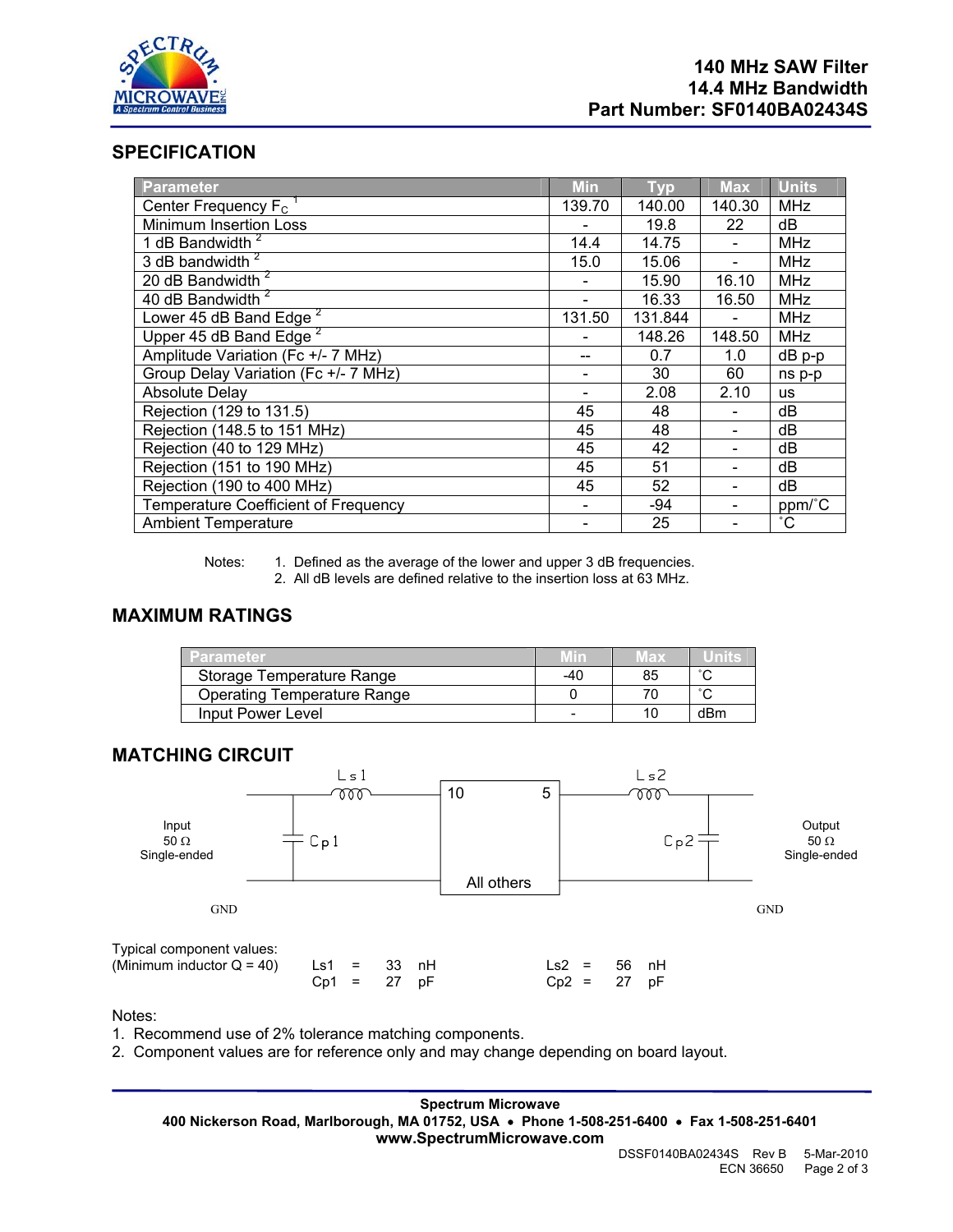# 140 MHz SAW Filter
# 14.4 MHz Bandwidth
# Part Number: SF0140BA02434S

## SPECIFICATION

| Parameter | Min | Typ | Max | Units |
|---|---|---|---|---|
| Center Frequency $F_C$ [1] | 139.70 | 140.00 | 140.30 | MHz |
| Minimum Insertion Loss | - | 19.8 | 22 | dB |
| 1 dB Bandwidth [2] | 14.4 | 14.75 | - | MHz |
| 3 dB bandwidth [2] | 15.0 | 15.06 | - | MHz |
| 20 dB Bandwidth [2] | - | 15.90 | 16.10 | MHz |
| 40 dB Bandwidth [2] | - | 16.33 | 16.50 | MHz |
| Lower 45 dB Band Edge [2] | 131.50 | 131.844 | - | MHz |
| Upper 45 dB Band Edge [2] | - | 148.26 | 148.50 | MHz |
| Amplitude Variation (Fc +/- 7 MHz) | -- | 0.7 | 1.0 | dB p-p |
| Group Delay Variation (Fc +/- 7 MHz) | - | 30 | 60 | ns p-p |
| Absolute Delay | - | 2.08 | 2.10 | us |
| Rejection (129 to 131.5) | 45 | 48 | - | dB |
| Rejection (148.5 to 151 MHz) | 45 | 48 | - | dB |
| Rejection (40 to 129 MHz) | 45 | 42 | - | dB |
| Rejection (151 to 190 MHz) | 45 | 51 | - | dB |
| Rejection (190 to 400 MHz) | 45 | 52 | - | dB |
| Temperature Coefficient of Frequency | - | -94 | - | ppm/˚C |
| Ambient Temperature | - | 25 | - | ˚C |

Notes:
1. Defined as the average of the lower and upper 3 dB frequencies.
2. All dB levels are defined relative to the insertion loss at 63 MHz.

## MAXIMUM RATINGS

| Parameter | Min | Max | Units |
|---|---|---|---|
| Storage Temperature Range | -40 | 85 | ˚C |
| Operating Temperature Range | 0 | 70 | ˚C |
| Input Power Level | - | 10 | dBm |

## MATCHING CIRCUIT

Input 50 Ω Single-ended — Cp1 (shunt), Ls1 (series) — pin 10 | SAW filter (All others to GND) | pin 5 — Ls2 (series), Cp2 (shunt) — Output 50 Ω Single-ended

GND GND

Typical component values:
(Minimum inductor Q = 40)

| | | | | | | |
|---|---|---|---|---|---|---|
| Ls1 = | 33 | nH | | Ls2 = | 56 | nH |
| Cp1 = | 27 | pF | | Cp2 = | 27 | pF |

Notes:
1. Recommend use of 2% tolerance matching components.
2. Component values are for reference only and may change depending on board layout.

**Spectrum Microwave**
**400 Nickerson Road, Marlborough, MA 01752, USA • Phone 1-508-251-6400 • Fax 1-508-251-6401**
**www.SpectrumMicrowave.com**

DSSF0140BA02434S Rev B 5-Mar-2010
ECN 36650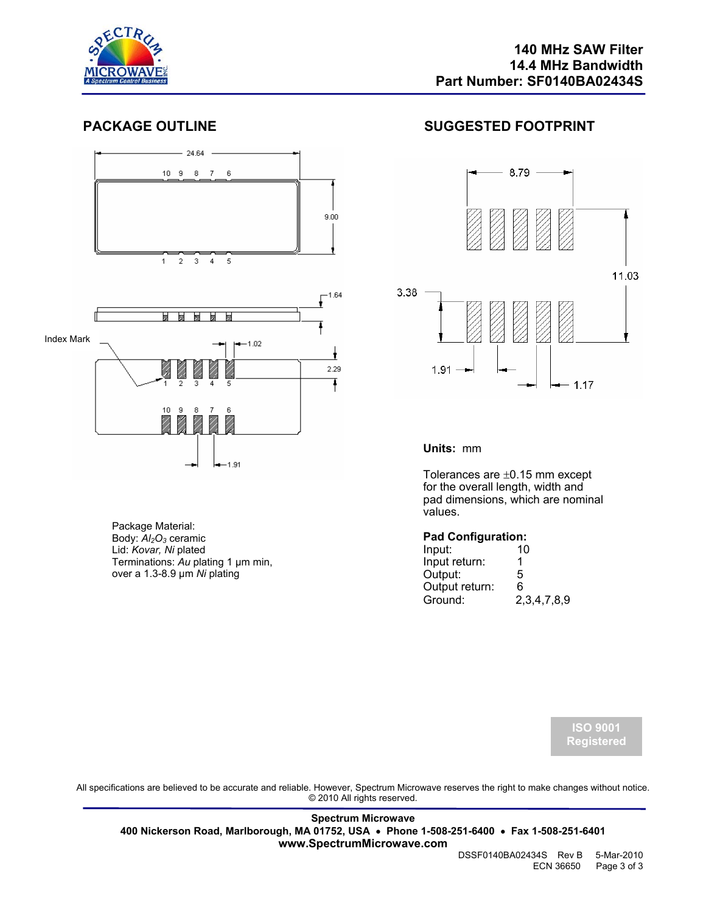# 140 MHz SAW Filter
# 14.4 MHz Bandwidth
# Part Number: SF0140BA02434S

## PACKAGE OUTLINE

24.64

10 9 8 7 6

9.00

1 2 3 4 5

1.64

Index Mark

1.02

2.29

1 2 3 4 5

10 9 8 7 6

1.91

Package Material:
Body: $Al_2O_3$ ceramic
Lid: *Kovar, Ni* plated
Terminations: *Au* plating 1 µm min, over a 1.3-8.9 µm *Ni* plating

## SUGGESTED FOOTPRINT

8.79

11.03

3.38

1.91

1.17

**Units:** mm

Tolerances are ±0.15 mm except for the overall length, width and pad dimensions, which are nominal values.

**Pad Configuration:**

| | |
|---|---|
| Input: | 10 |
| Input return: | 1 |
| Output: | 5 |
| Output return: | 6 |
| Ground: | 2,3,4,7,8,9 |

ISO 9001 Registered

All specifications are believed to be accurate and reliable. However, Spectrum Microwave reserves the right to make changes without notice.
© 2010 All rights reserved.

**Spectrum Microwave**
**400 Nickerson Road, Marlborough, MA 01752, USA • Phone 1-508-251-6400 • Fax 1-508-251-6401**
**www.SpectrumMicrowave.com**

DSSF0140BA02434S Rev B 5-Mar-2010
ECN 36650